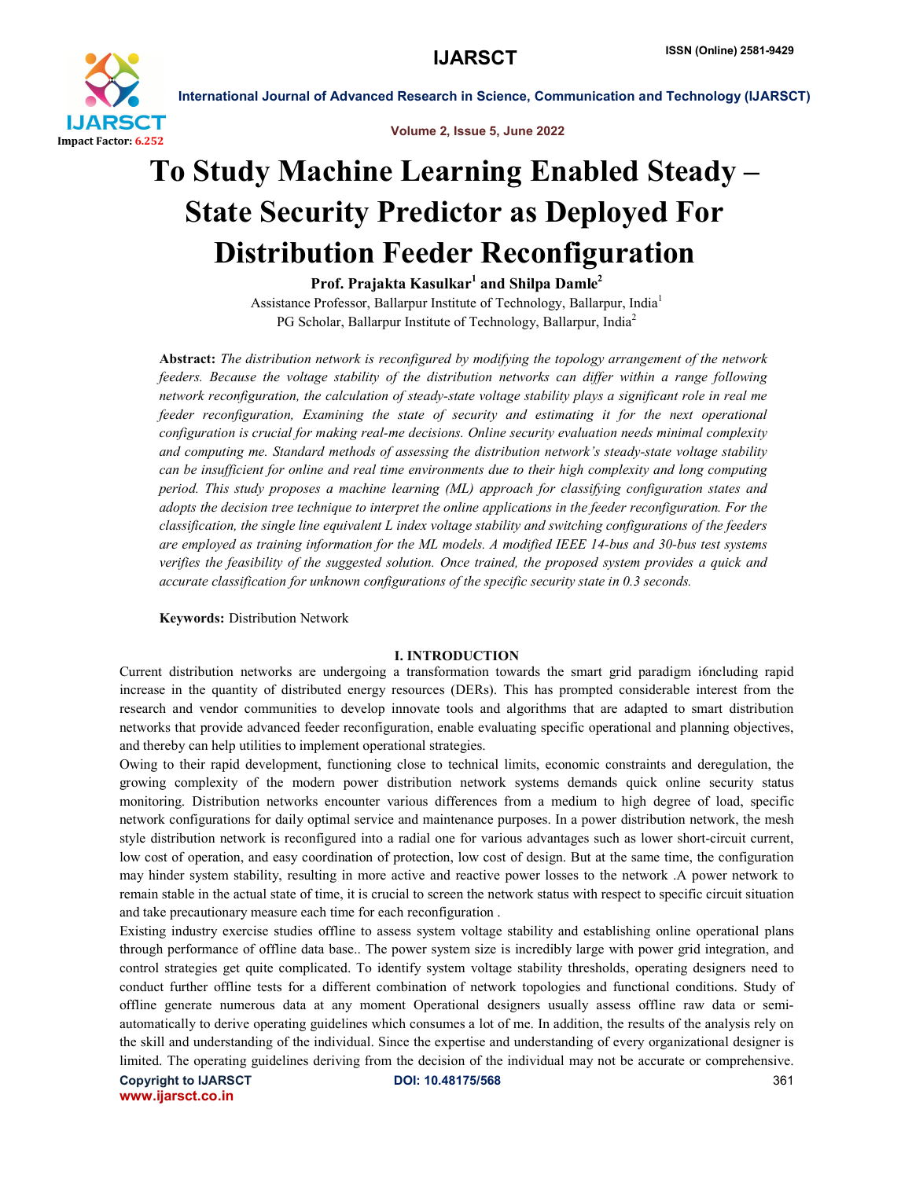# To Study Machine Learning Enabled Steady – State Security Predictor as Deployed For Distribution Feeder Reconfiguration

**Prof. Prajakta Kasulkar[1] and Shilpa Damle[2]**

Assistance Professor, Ballarpur Institute of Technology, Ballarpur, India[1]

PG Scholar, Ballarpur Institute of Technology, Ballarpur, India[2]

**Abstract:** *The distribution network is reconfigured by modifying the topology arrangement of the network feeders. Because the voltage stability of the distribution networks can differ within a range following network reconfiguration, the calculation of steady-state voltage stability plays a significant role in real me feeder reconfiguration, Examining the state of security and estimating it for the next operational configuration is crucial for making real-me decisions. Online security evaluation needs minimal complexity and computing me. Standard methods of assessing the distribution network's steady-state voltage stability can be insufficient for online and real time environments due to their high complexity and long computing period. This study proposes a machine learning (ML) approach for classifying configuration states and adopts the decision tree technique to interpret the online applications in the feeder reconfiguration. For the classification, the single line equivalent L index voltage stability and switching configurations of the feeders are employed as training information for the ML models. A modified IEEE 14-bus and 30-bus test systems verifies the feasibility of the suggested solution. Once trained, the proposed system provides a quick and accurate classification for unknown configurations of the specific security state in 0.3 seconds.*

**Keywords:** Distribution Network

## I. INTRODUCTION

Current distribution networks are undergoing a transformation towards the smart grid paradigm i6ncluding rapid increase in the quantity of distributed energy resources (DERs). This has prompted considerable interest from the research and vendor communities to develop innovate tools and algorithms that are adapted to smart distribution networks that provide advanced feeder reconfiguration, enable evaluating specific operational and planning objectives, and thereby can help utilities to implement operational strategies.

Owing to their rapid development, functioning close to technical limits, economic constraints and deregulation, the growing complexity of the modern power distribution network systems demands quick online security status monitoring. Distribution networks encounter various differences from a medium to high degree of load, specific network configurations for daily optimal service and maintenance purposes. In a power distribution network, the mesh style distribution network is reconfigured into a radial one for various advantages such as lower short-circuit current, low cost of operation, and easy coordination of protection, low cost of design. But at the same time, the configuration may hinder system stability, resulting in more active and reactive power losses to the network .A power network to remain stable in the actual state of time, it is crucial to screen the network status with respect to specific circuit situation and take precautionary measure each time for each reconfiguration .

Existing industry exercise studies offline to assess system voltage stability and establishing online operational plans through performance of offline data base.. The power system size is incredibly large with power grid integration, and control strategies get quite complicated. To identify system voltage stability thresholds, operating designers need to conduct further offline tests for a different combination of network topologies and functional conditions. Study of offline generate numerous data at any moment Operational designers usually assess offline raw data or semi-automatically to derive operating guidelines which consumes a lot of me. In addition, the results of the analysis rely on the skill and understanding of the individual. Since the expertise and understanding of every organizational designer is limited. The operating guidelines deriving from the decision of the individual may not be accurate or comprehensive.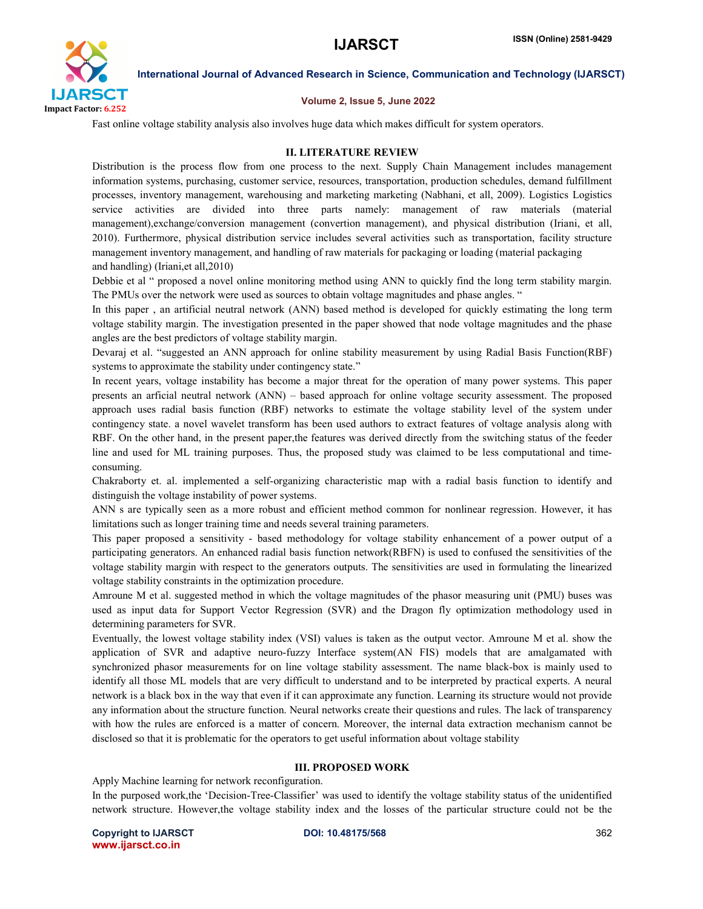Fast online voltage stability analysis also involves huge data which makes difficult for system operators.

## II. LITERATURE REVIEW

Distribution is the process flow from one process to the next. Supply Chain Management includes management information systems, purchasing, customer service, resources, transportation, production schedules, demand fulfillment processes, inventory management, warehousing and marketing marketing (Nabhani, et all, 2009). Logistics Logistics service activities are divided into three parts namely: management of raw materials (material management),exchange/conversion management (convertion management), and physical distribution (Iriani, et all, 2010). Furthermore, physical distribution service includes several activities such as transportation, facility structure management inventory management, and handling of raw materials for packaging or loading (material packaging and handling) (Iriani,et all,2010)

Debbie et al " proposed a novel online monitoring method using ANN to quickly find the long term stability margin. The PMUs over the network were used as sources to obtain voltage magnitudes and phase angles. "

In this paper , an artificial neutral network (ANN) based method is developed for quickly estimating the long term voltage stability margin. The investigation presented in the paper showed that node voltage magnitudes and the phase angles are the best predictors of voltage stability margin.

Devaraj et al. "suggested an ANN approach for online stability measurement by using Radial Basis Function(RBF) systems to approximate the stability under contingency state."

In recent years, voltage instability has become a major threat for the operation of many power systems. This paper presents an arficial neutral network (ANN) – based approach for online voltage security assessment. The proposed approach uses radial basis function (RBF) networks to estimate the voltage stability level of the system under contingency state. a novel wavelet transform has been used authors to extract features of voltage analysis along with RBF. On the other hand, in the present paper,the features was derived directly from the switching status of the feeder line and used for ML training purposes. Thus, the proposed study was claimed to be less computational and time-consuming.

Chakraborty et. al. implemented a self-organizing characteristic map with a radial basis function to identify and distinguish the voltage instability of power systems.

ANN s are typically seen as a more robust and efficient method common for nonlinear regression. However, it has limitations such as longer training time and needs several training parameters.

This paper proposed a sensitivity - based methodology for voltage stability enhancement of a power output of a participating generators. An enhanced radial basis function network(RBFN) is used to confused the sensitivities of the voltage stability margin with respect to the generators outputs. The sensitivities are used in formulating the linearized voltage stability constraints in the optimization procedure.

Amroune M et al. suggested method in which the voltage magnitudes of the phasor measuring unit (PMU) buses was used as input data for Support Vector Regression (SVR) and the Dragon fly optimization methodology used in determining parameters for SVR.

Eventually, the lowest voltage stability index (VSI) values is taken as the output vector. Amroune M et al. show the application of SVR and adaptive neuro-fuzzy Interface system(AN FIS) models that are amalgamated with synchronized phasor measurements for on line voltage stability assessment. The name black-box is mainly used to identify all those ML models that are very difficult to understand and to be interpreted by practical experts. A neural network is a black box in the way that even if it can approximate any function. Learning its structure would not provide any information about the structure function. Neural networks create their questions and rules. The lack of transparency with how the rules are enforced is a matter of concern. Moreover, the internal data extraction mechanism cannot be disclosed so that it is problematic for the operators to get useful information about voltage stability

## III. PROPOSED WORK

Apply Machine learning for network reconfiguration.

In the purposed work,the 'Decision-Tree-Classifier' was used to identify the voltage stability status of the unidentified network structure. However,the voltage stability index and the losses of the particular structure could not be the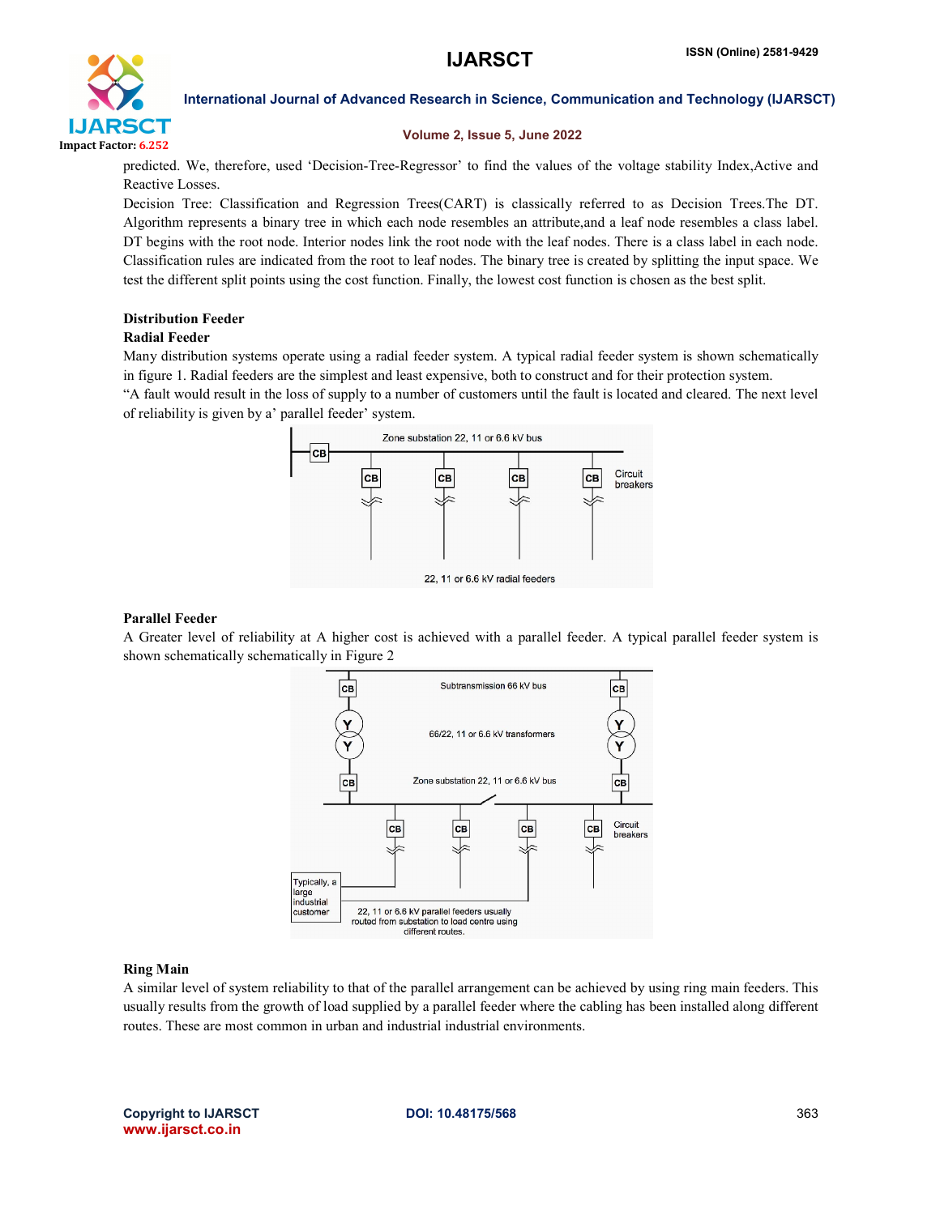predicted. We, therefore, used 'Decision-Tree-Regressor' to find the values of the voltage stability Index,Active and Reactive Losses.

Decision Tree: Classification and Regression Trees(CART) is classically referred to as Decision Trees.The DT. Algorithm represents a binary tree in which each node resembles an attribute,and a leaf node resembles a class label. DT begins with the root node. Interior nodes link the root node with the leaf nodes. There is a class label in each node. Classification rules are indicated from the root to leaf nodes. The binary tree is created by splitting the input space. We test the different split points using the cost function. Finally, the lowest cost function is chosen as the best split.

**Distribution Feeder**

**Radial Feeder**

Many distribution systems operate using a radial feeder system. A typical radial feeder system is shown schematically in figure 1. Radial feeders are the simplest and least expensive, both to construct and for their protection system.

"A fault would result in the loss of supply to a number of customers until the fault is located and cleared. The next level of reliability is given by a' parallel feeder' system.

Zone substation 22, 11 or 6.6 kV bus
CB
CB
CB
CB
CB
Circuit breakers
22, 11 or 6.6 kV radial feeders

**Parallel Feeder**

A Greater level of reliability at A higher cost is achieved with a parallel feeder. A typical parallel feeder system is shown schematically schematically in Figure 2

Subtransmission 66 kV bus
CB
CB
66/22, 11 or 6.6 kV transformers
CB
CB
Zone substation 22, 11 or 6.6 kV bus
CB
CB
CB
CB
Circuit breakers
Typically, a large industrial customer
22, 11 or 6.6 kV parallel feeders usually routed from substation to load centre using different routes.

**Ring Main**

A similar level of system reliability to that of the parallel arrangement can be achieved by using ring main feeders. This usually results from the growth of load supplied by a parallel feeder where the cabling has been installed along different routes. These are most common in urban and industrial industrial environments.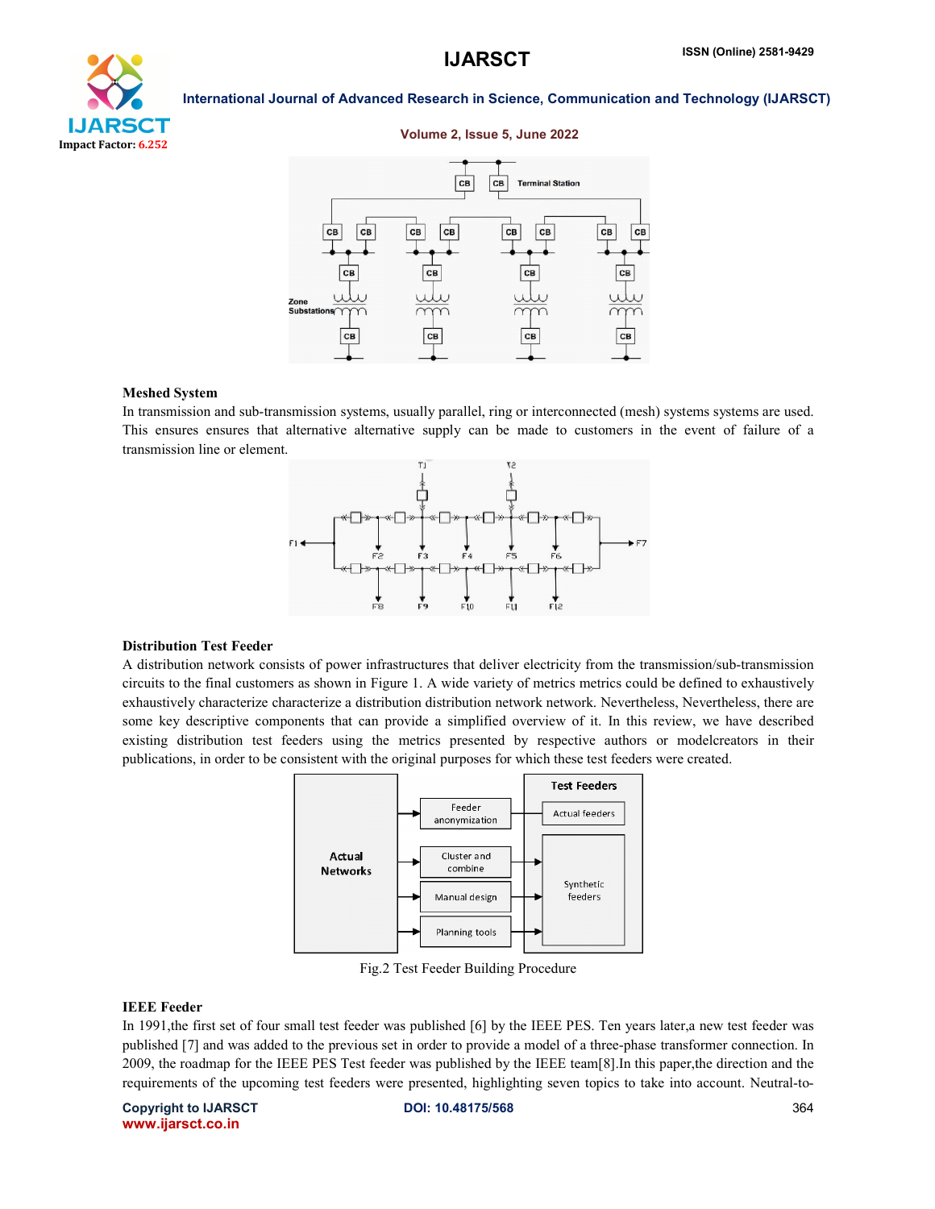### Meshed System

In transmission and sub-transmission systems, usually parallel, ring or interconnected (mesh) systems systems are used. This ensures ensures that alternative alternative supply can be made to customers in the event of failure of a transmission line or element.

### Distribution Test Feeder

A distribution network consists of power infrastructures that deliver electricity from the transmission/sub-transmission circuits to the final customers as shown in Figure 1. A wide variety of metrics metrics could be defined to exhaustively exhaustively characterize characterize a distribution distribution network network. Nevertheless, Nevertheless, there are some key descriptive components that can provide a simplified overview of it. In this review, we have described existing distribution test feeders using the metrics presented by respective authors or modelcreators in their publications, in order to be consistent with the original purposes for which these test feeders were created.

Fig.2 Test Feeder Building Procedure

### IEEE Feeder

In 1991,the first set of four small test feeder was published [6] by the IEEE PES. Ten years later,a new test feeder was published [7] and was added to the previous set in order to provide a model of a three-phase transformer connection. In 2009, the roadmap for the IEEE PES Test feeder was published by the IEEE team[8].In this paper,the direction and the requirements of the upcoming test feeders were presented, highlighting seven topics to take into account. Neutral-to-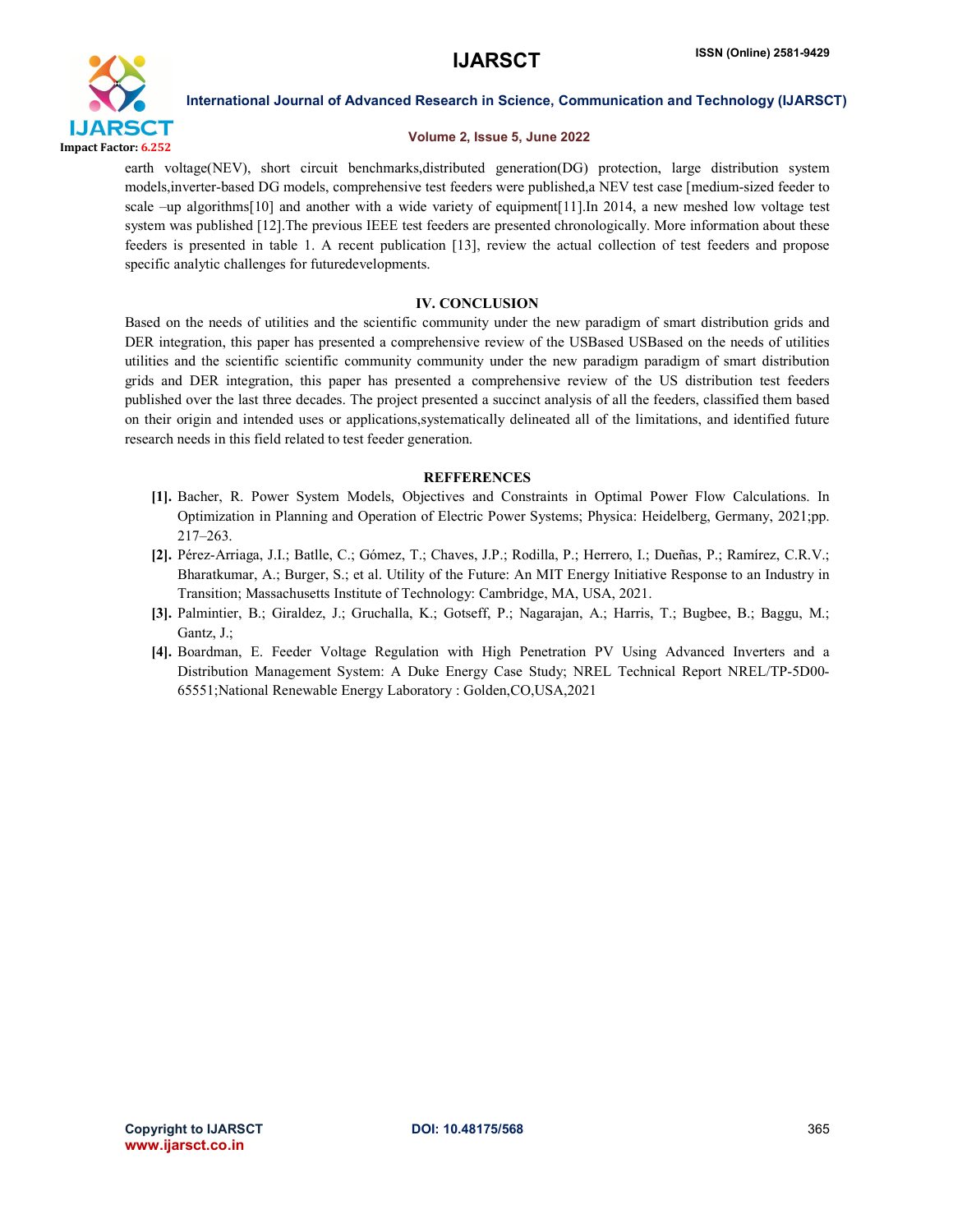earth voltage(NEV), short circuit benchmarks,distributed generation(DG) protection, large distribution system models,inverter-based DG models, comprehensive test feeders were published,a NEV test case [medium-sized feeder to scale –up algorithms[10] and another with a wide variety of equipment[11].In 2014, a new meshed low voltage test system was published [12].The previous IEEE test feeders are presented chronologically. More information about these feeders is presented in table 1. A recent publication [13], review the actual collection of test feeders and propose specific analytic challenges for futuredevelopments.

## IV. CONCLUSION

Based on the needs of utilities and the scientific community under the new paradigm of smart distribution grids and DER integration, this paper has presented a comprehensive review of the USBased USBased on the needs of utilities utilities and the scientific scientific community community under the new paradigm paradigm of smart distribution grids and DER integration, this paper has presented a comprehensive review of the US distribution test feeders published over the last three decades. The project presented a succinct analysis of all the feeders, classified them based on their origin and intended uses or applications,systematically delineated all of the limitations, and identified future research needs in this field related to test feeder generation.

## REFFERENCES

**[1].** Bacher, R. Power System Models, Objectives and Constraints in Optimal Power Flow Calculations. In Optimization in Planning and Operation of Electric Power Systems; Physica: Heidelberg, Germany, 2021;pp. 217–263.

**[2].** Pérez-Arriaga, J.I.; Batlle, C.; Gómez, T.; Chaves, J.P.; Rodilla, P.; Herrero, I.; Dueñas, P.; Ramírez, C.R.V.; Bharatkumar, A.; Burger, S.; et al. Utility of the Future: An MIT Energy Initiative Response to an Industry in Transition; Massachusetts Institute of Technology: Cambridge, MA, USA, 2021.

**[3].** Palmintier, B.; Giraldez, J.; Gruchalla, K.; Gotseff, P.; Nagarajan, A.; Harris, T.; Bugbee, B.; Baggu, M.; Gantz, J.;

**[4].** Boardman, E. Feeder Voltage Regulation with High Penetration PV Using Advanced Inverters and a Distribution Management System: A Duke Energy Case Study; NREL Technical Report NREL/TP-5D00-65551;National Renewable Energy Laboratory : Golden,CO,USA,2021